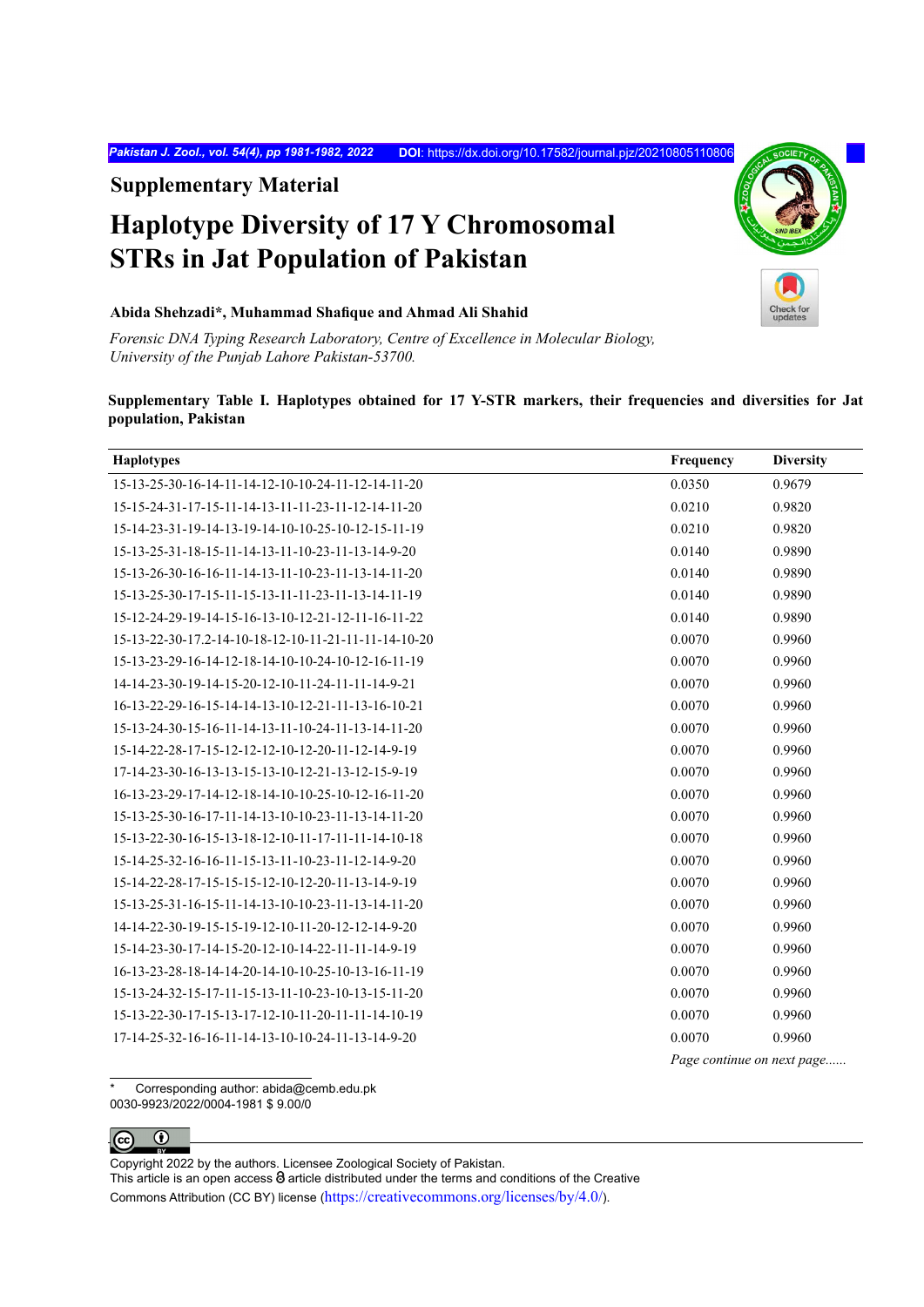## Supplementary Material

# Haplotype Diversity of 17 Y Chromosomal STRs in Jat Population of Pakistan

**Abida Shehzadi*, Muhammad Shafique and Ahmad Ali Shahid**

*Forensic DNA Typing Research Laboratory, Centre of Excellence in Molecular Biology, University of the Punjab Lahore Pakistan-53700.*

**Supplementary Table I. Haplotypes obtained for 17 Y-STR markers, their frequencies and diversities for Jat population, Pakistan**

| Haplotypes | Frequency | Diversity |
|---|---|---|
| 15-13-25-30-16-14-11-14-12-10-10-24-11-12-14-11-20 | 0.0350 | 0.9679 |
| 15-15-24-31-17-15-11-14-13-11-11-23-11-12-14-11-20 | 0.0210 | 0.9820 |
| 15-14-23-31-19-14-13-19-14-10-10-25-10-12-15-11-19 | 0.0210 | 0.9820 |
| 15-13-25-31-18-15-11-14-13-11-10-23-11-13-14-9-20 | 0.0140 | 0.9890 |
| 15-13-26-30-16-16-11-14-13-11-10-23-11-13-14-11-20 | 0.0140 | 0.9890 |
| 15-13-25-30-17-15-11-15-13-11-11-23-11-13-14-11-19 | 0.0140 | 0.9890 |
| 15-12-24-29-19-14-15-16-13-10-12-21-12-11-16-11-22 | 0.0140 | 0.9890 |
| 15-13-22-30-17.2-14-10-18-12-10-11-21-11-11-14-10-20 | 0.0070 | 0.9960 |
| 15-13-23-29-16-14-12-18-14-10-10-24-10-12-16-11-19 | 0.0070 | 0.9960 |
| 14-14-23-30-19-14-15-20-12-10-11-24-11-11-14-9-21 | 0.0070 | 0.9960 |
| 16-13-22-29-16-15-14-14-13-10-12-21-11-13-16-10-21 | 0.0070 | 0.9960 |
| 15-13-24-30-15-16-11-14-13-11-10-24-11-13-14-11-20 | 0.0070 | 0.9960 |
| 15-14-22-28-17-15-12-12-12-10-12-20-11-12-14-9-19 | 0.0070 | 0.9960 |
| 17-14-23-30-16-13-13-15-13-10-12-21-13-12-15-9-19 | 0.0070 | 0.9960 |
| 16-13-23-29-17-14-12-18-14-10-10-25-10-12-16-11-20 | 0.0070 | 0.9960 |
| 15-13-25-30-16-17-11-14-13-10-10-23-11-13-14-11-20 | 0.0070 | 0.9960 |
| 15-13-22-30-16-15-13-18-12-10-11-17-11-11-14-10-18 | 0.0070 | 0.9960 |
| 15-14-25-32-16-16-11-15-13-11-10-23-11-12-14-9-20 | 0.0070 | 0.9960 |
| 15-14-22-28-17-15-15-15-12-10-12-20-11-13-14-9-19 | 0.0070 | 0.9960 |
| 15-13-25-31-16-15-11-14-13-10-10-23-11-13-14-11-20 | 0.0070 | 0.9960 |
| 14-14-22-30-19-15-15-19-12-10-11-20-12-12-14-9-20 | 0.0070 | 0.9960 |
| 15-14-23-30-17-14-15-20-12-10-14-22-11-11-14-9-19 | 0.0070 | 0.9960 |
| 16-13-23-28-18-14-14-20-14-10-10-25-10-13-16-11-19 | 0.0070 | 0.9960 |
| 15-13-24-32-15-17-11-15-13-11-10-23-10-13-15-11-20 | 0.0070 | 0.9960 |
| 15-13-22-30-17-15-13-17-12-10-11-20-11-11-14-10-19 | 0.0070 | 0.9960 |
| 17-14-25-32-16-16-11-14-13-10-10-24-11-13-14-9-20 | 0.0070 | 0.9960 |

*Page continue on next page......*

\* Corresponding author: abida@cemb.edu.pk
0030-9923/2022/0004-1981 $ 9.00/0

Copyright 2022 by the authors. Licensee Zoological Society of Pakistan.
This article is an open access article distributed under the terms and conditions of the Creative Commons Attribution (CC BY) license (https://creativecommons.org/licenses/by/4.0/).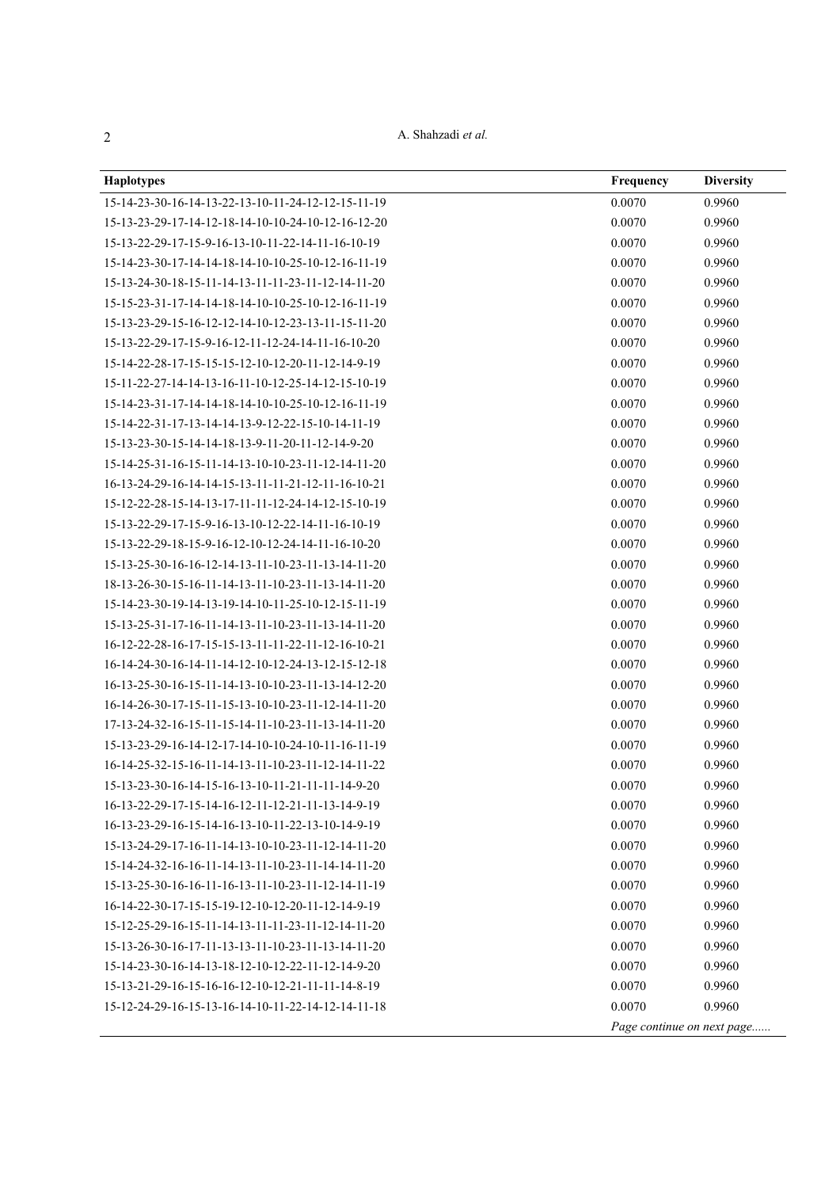| Haplotypes | Frequency | Diversity |
|---|---|---|
| 15-14-23-30-16-14-13-22-13-10-11-24-12-12-15-11-19 | 0.0070 | 0.9960 |
| 15-13-23-29-17-14-12-18-14-10-10-24-10-12-16-12-20 | 0.0070 | 0.9960 |
| 15-13-22-29-17-15-9-16-13-10-11-22-14-11-16-10-19 | 0.0070 | 0.9960 |
| 15-14-23-30-17-14-14-18-14-10-10-25-10-12-16-11-19 | 0.0070 | 0.9960 |
| 15-13-24-30-18-15-11-14-13-11-11-23-11-12-14-11-20 | 0.0070 | 0.9960 |
| 15-15-23-31-17-14-14-18-14-10-10-25-10-12-16-11-19 | 0.0070 | 0.9960 |
| 15-13-23-29-15-16-12-12-14-10-12-23-13-11-15-11-20 | 0.0070 | 0.9960 |
| 15-13-22-29-17-15-9-16-12-11-12-24-14-11-16-10-20 | 0.0070 | 0.9960 |
| 15-14-22-28-17-15-15-15-12-10-12-20-11-12-14-9-19 | 0.0070 | 0.9960 |
| 15-11-22-27-14-14-13-16-11-10-12-25-14-12-15-10-19 | 0.0070 | 0.9960 |
| 15-14-23-31-17-14-14-18-14-10-10-25-10-12-16-11-19 | 0.0070 | 0.9960 |
| 15-14-22-31-17-13-14-14-13-9-12-22-15-10-14-11-19 | 0.0070 | 0.9960 |
| 15-13-23-30-15-14-14-18-13-9-11-20-11-12-14-9-20 | 0.0070 | 0.9960 |
| 15-14-25-31-16-15-11-14-13-10-10-23-11-12-14-11-20 | 0.0070 | 0.9960 |
| 16-13-24-29-16-14-14-15-13-11-11-21-12-11-16-10-21 | 0.0070 | 0.9960 |
| 15-12-22-28-15-14-13-17-11-11-12-24-14-12-15-10-19 | 0.0070 | 0.9960 |
| 15-13-22-29-17-15-9-16-13-10-12-22-14-11-16-10-19 | 0.0070 | 0.9960 |
| 15-13-22-29-18-15-9-16-12-10-12-24-14-11-16-10-20 | 0.0070 | 0.9960 |
| 15-13-25-30-16-16-12-14-13-11-10-23-11-13-14-11-20 | 0.0070 | 0.9960 |
| 18-13-26-30-15-16-11-14-13-11-10-23-11-13-14-11-20 | 0.0070 | 0.9960 |
| 15-14-23-30-19-14-13-19-14-10-11-25-10-12-15-11-19 | 0.0070 | 0.9960 |
| 15-13-25-31-17-16-11-14-13-11-10-23-11-13-14-11-20 | 0.0070 | 0.9960 |
| 16-12-22-28-16-17-15-15-13-11-11-22-11-12-16-10-21 | 0.0070 | 0.9960 |
| 16-14-24-30-16-14-11-14-12-10-12-24-13-12-15-12-18 | 0.0070 | 0.9960 |
| 16-13-25-30-16-15-11-14-13-10-10-23-11-13-14-12-20 | 0.0070 | 0.9960 |
| 16-14-26-30-17-15-11-15-13-10-10-23-11-12-14-11-20 | 0.0070 | 0.9960 |
| 17-13-24-32-16-15-11-15-14-11-10-23-11-13-14-11-20 | 0.0070 | 0.9960 |
| 15-13-23-29-16-14-12-17-14-10-10-24-10-11-16-11-19 | 0.0070 | 0.9960 |
| 16-14-25-32-15-16-11-14-13-11-10-23-11-12-14-11-22 | 0.0070 | 0.9960 |
| 15-13-23-30-16-14-15-16-13-10-11-21-11-11-14-9-20 | 0.0070 | 0.9960 |
| 16-13-22-29-17-15-14-16-12-11-12-21-11-13-14-9-19 | 0.0070 | 0.9960 |
| 16-13-23-29-16-15-14-16-13-10-11-22-13-10-14-9-19 | 0.0070 | 0.9960 |
| 15-13-24-29-17-16-11-14-13-10-10-23-11-12-14-11-20 | 0.0070 | 0.9960 |
| 15-14-24-32-16-16-11-14-13-11-10-23-11-14-14-11-20 | 0.0070 | 0.9960 |
| 15-13-25-30-16-16-11-16-13-11-10-23-11-12-14-11-19 | 0.0070 | 0.9960 |
| 16-14-22-30-17-15-15-19-12-10-12-20-11-12-14-9-19 | 0.0070 | 0.9960 |
| 15-12-25-29-16-15-11-14-13-11-11-23-11-12-14-11-20 | 0.0070 | 0.9960 |
| 15-13-26-30-16-17-11-13-13-11-10-23-11-13-14-11-20 | 0.0070 | 0.9960 |
| 15-14-23-30-16-14-13-18-12-10-12-22-11-12-14-9-20 | 0.0070 | 0.9960 |
| 15-13-21-29-16-15-16-16-12-10-12-21-11-11-14-8-19 | 0.0070 | 0.9960 |
| 15-12-24-29-16-15-13-16-14-10-11-22-14-12-14-11-18 | 0.0070 | 0.9960 |

*Page continue on next page......*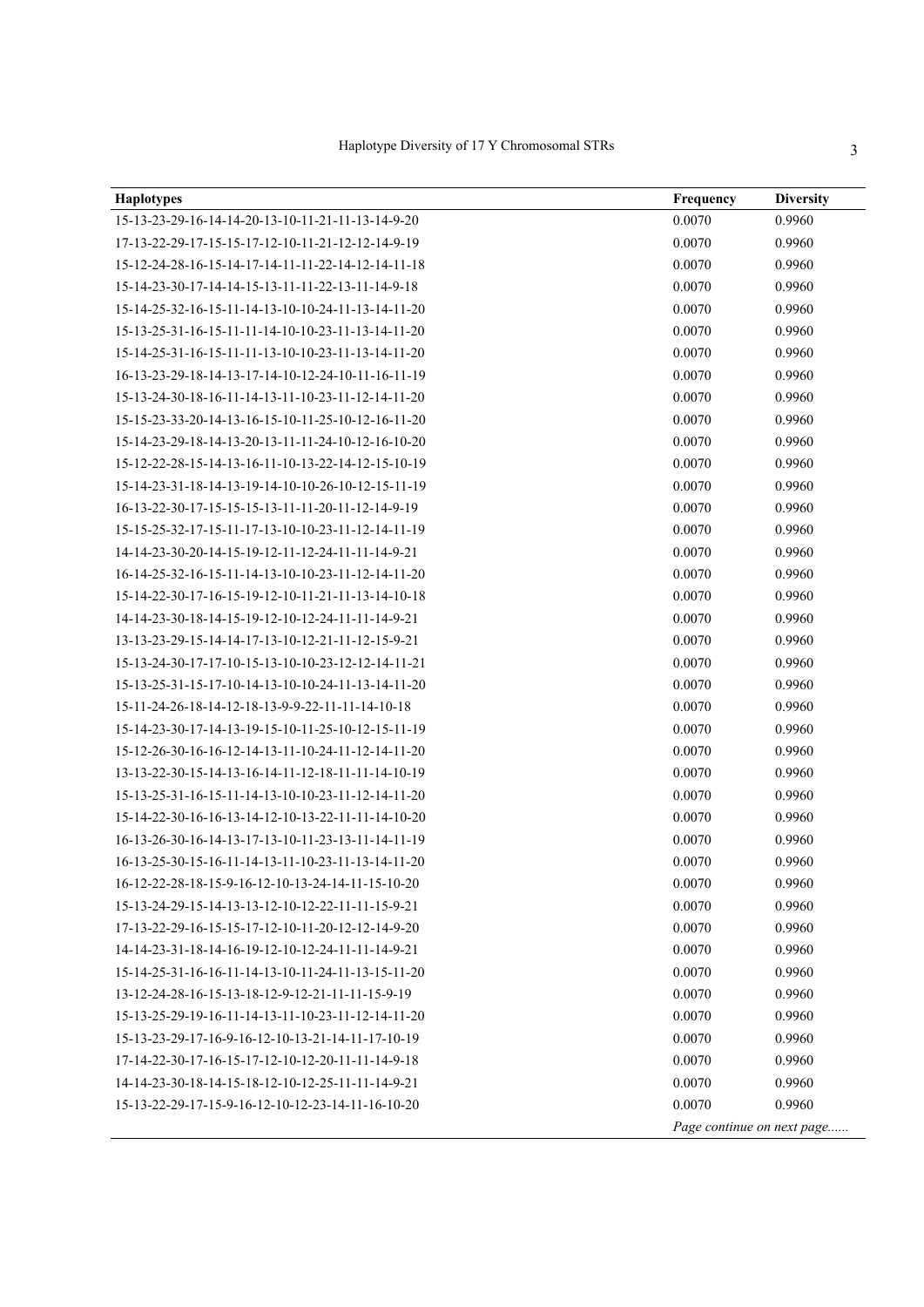| Haplotypes | Frequency | Diversity |
|---|---|---|
| 15-13-23-29-16-14-14-20-13-10-11-21-11-13-14-9-20 | 0.0070 | 0.9960 |
| 17-13-22-29-17-15-15-17-12-10-11-21-12-12-14-9-19 | 0.0070 | 0.9960 |
| 15-12-24-28-16-15-14-17-14-11-11-22-14-12-14-11-18 | 0.0070 | 0.9960 |
| 15-14-23-30-17-14-14-15-13-11-11-22-13-11-14-9-18 | 0.0070 | 0.9960 |
| 15-14-25-32-16-15-11-14-13-10-10-24-11-13-14-11-20 | 0.0070 | 0.9960 |
| 15-13-25-31-16-15-11-11-14-10-10-23-11-13-14-11-20 | 0.0070 | 0.9960 |
| 15-14-25-31-16-15-11-11-13-10-10-23-11-13-14-11-20 | 0.0070 | 0.9960 |
| 16-13-23-29-18-14-13-17-14-10-12-24-10-11-16-11-19 | 0.0070 | 0.9960 |
| 15-13-24-30-18-16-11-14-13-11-10-23-11-12-14-11-20 | 0.0070 | 0.9960 |
| 15-15-23-33-20-14-13-16-15-10-11-25-10-12-16-11-20 | 0.0070 | 0.9960 |
| 15-14-23-29-18-14-13-20-13-11-11-24-10-12-16-10-20 | 0.0070 | 0.9960 |
| 15-12-22-28-15-14-13-16-11-10-13-22-14-12-15-10-19 | 0.0070 | 0.9960 |
| 15-14-23-31-18-14-13-19-14-10-10-26-10-12-15-11-19 | 0.0070 | 0.9960 |
| 16-13-22-30-17-15-15-15-13-11-11-20-11-12-14-9-19 | 0.0070 | 0.9960 |
| 15-15-25-32-17-15-11-17-13-10-10-23-11-12-14-11-19 | 0.0070 | 0.9960 |
| 14-14-23-30-20-14-15-19-12-11-12-24-11-11-14-9-21 | 0.0070 | 0.9960 |
| 16-14-25-32-16-15-11-14-13-10-10-23-11-12-14-11-20 | 0.0070 | 0.9960 |
| 15-14-22-30-17-16-15-19-12-10-11-21-11-13-14-10-18 | 0.0070 | 0.9960 |
| 14-14-23-30-18-14-15-19-12-10-12-24-11-11-14-9-21 | 0.0070 | 0.9960 |
| 13-13-23-29-15-14-14-17-13-10-12-21-11-12-15-9-21 | 0.0070 | 0.9960 |
| 15-13-24-30-17-17-10-15-13-10-10-23-12-12-14-11-21 | 0.0070 | 0.9960 |
| 15-13-25-31-15-17-10-14-13-10-10-24-11-13-14-11-20 | 0.0070 | 0.9960 |
| 15-11-24-26-18-14-12-18-13-9-9-22-11-11-14-10-18 | 0.0070 | 0.9960 |
| 15-14-23-30-17-14-13-19-15-10-11-25-10-12-15-11-19 | 0.0070 | 0.9960 |
| 15-12-26-30-16-16-12-14-13-11-10-24-11-12-14-11-20 | 0.0070 | 0.9960 |
| 13-13-22-30-15-14-13-16-14-11-12-18-11-11-14-10-19 | 0.0070 | 0.9960 |
| 15-13-25-31-16-15-11-14-13-10-10-23-11-12-14-11-20 | 0.0070 | 0.9960 |
| 15-14-22-30-16-16-13-14-12-10-13-22-11-11-14-10-20 | 0.0070 | 0.9960 |
| 16-13-26-30-16-14-13-17-13-10-11-23-13-11-14-11-19 | 0.0070 | 0.9960 |
| 16-13-25-30-15-16-11-14-13-11-10-23-11-13-14-11-20 | 0.0070 | 0.9960 |
| 16-12-22-28-18-15-9-16-12-10-13-24-14-11-15-10-20 | 0.0070 | 0.9960 |
| 15-13-24-29-15-14-13-13-12-10-12-22-11-11-15-9-21 | 0.0070 | 0.9960 |
| 17-13-22-29-16-15-15-17-12-10-11-20-12-12-14-9-20 | 0.0070 | 0.9960 |
| 14-14-23-31-18-14-16-19-12-10-12-24-11-11-14-9-21 | 0.0070 | 0.9960 |
| 15-14-25-31-16-16-11-14-13-10-11-24-11-13-15-11-20 | 0.0070 | 0.9960 |
| 13-12-24-28-16-15-13-18-12-9-12-21-11-11-15-9-19 | 0.0070 | 0.9960 |
| 15-13-25-29-19-16-11-14-13-11-10-23-11-12-14-11-20 | 0.0070 | 0.9960 |
| 15-13-23-29-17-16-9-16-12-10-13-21-14-11-17-10-19 | 0.0070 | 0.9960 |
| 17-14-22-30-17-16-15-17-12-10-12-20-11-11-14-9-18 | 0.0070 | 0.9960 |
| 14-14-23-30-18-14-15-18-12-10-12-25-11-11-14-9-21 | 0.0070 | 0.9960 |
| 15-13-22-29-17-15-9-16-12-10-12-23-14-11-16-10-20 | 0.0070 | 0.9960 |

*Page continue on next page......*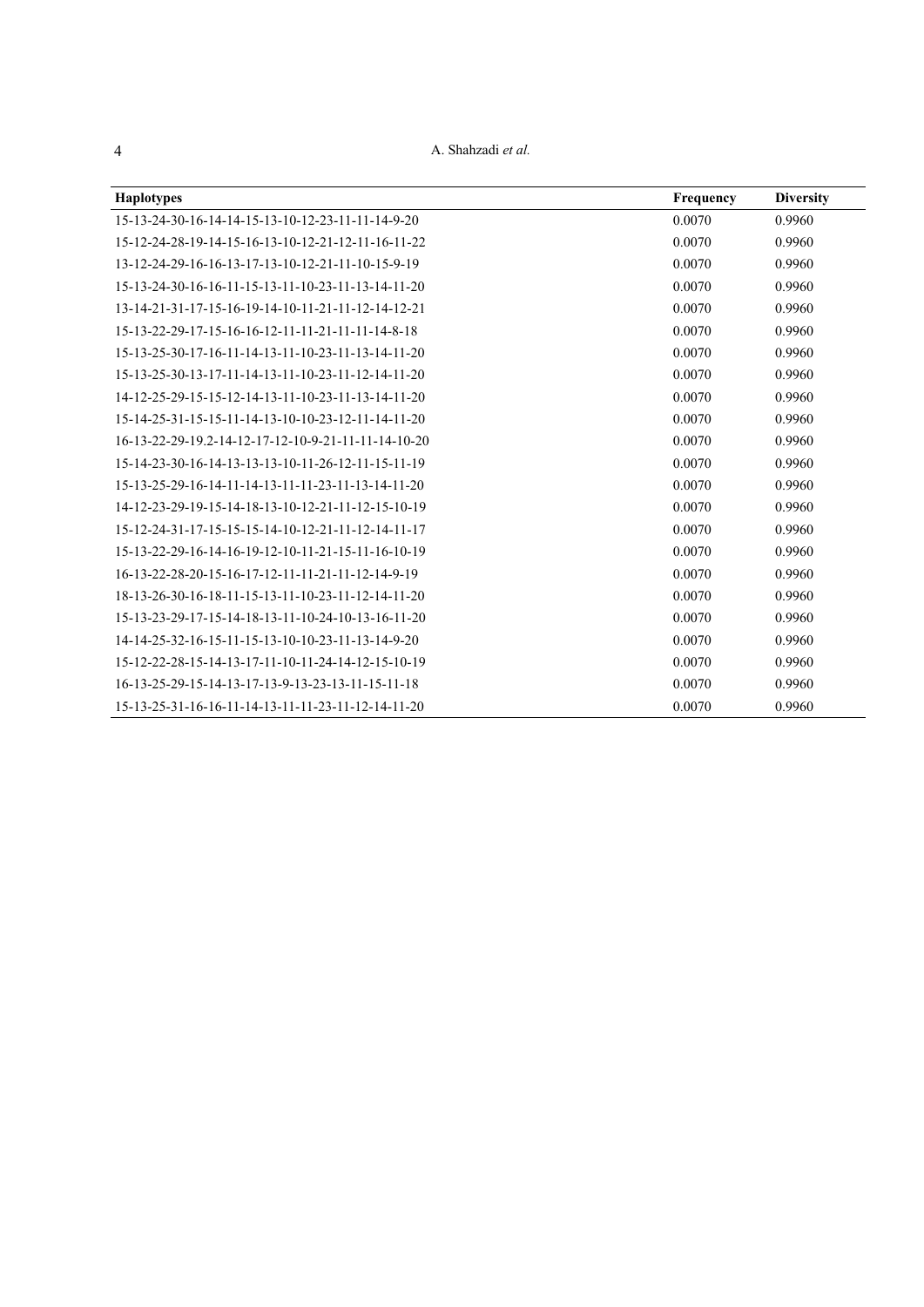| Haplotypes | Frequency | Diversity |
| --- | --- | --- |
| 15-13-24-30-16-14-14-15-13-10-12-23-11-11-14-9-20 | 0.0070 | 0.9960 |
| 15-12-24-28-19-14-15-16-13-10-12-21-12-11-16-11-22 | 0.0070 | 0.9960 |
| 13-12-24-29-16-16-13-17-13-10-12-21-11-10-15-9-19 | 0.0070 | 0.9960 |
| 15-13-24-30-16-16-11-15-13-11-10-23-11-13-14-11-20 | 0.0070 | 0.9960 |
| 13-14-21-31-17-15-16-19-14-10-11-21-11-12-14-12-21 | 0.0070 | 0.9960 |
| 15-13-22-29-17-15-16-16-12-11-11-21-11-11-14-8-18 | 0.0070 | 0.9960 |
| 15-13-25-30-17-16-11-14-13-11-10-23-11-13-14-11-20 | 0.0070 | 0.9960 |
| 15-13-25-30-13-17-11-14-13-11-10-23-11-12-14-11-20 | 0.0070 | 0.9960 |
| 14-12-25-29-15-15-12-14-13-11-10-23-11-13-14-11-20 | 0.0070 | 0.9960 |
| 15-14-25-31-15-15-11-14-13-10-10-23-12-11-14-11-20 | 0.0070 | 0.9960 |
| 16-13-22-29-19.2-14-12-17-12-10-9-21-11-11-14-10-20 | 0.0070 | 0.9960 |
| 15-14-23-30-16-14-13-13-13-10-11-26-12-11-15-11-19 | 0.0070 | 0.9960 |
| 15-13-25-29-16-14-11-14-13-11-11-23-11-13-14-11-20 | 0.0070 | 0.9960 |
| 14-12-23-29-19-15-14-18-13-10-12-21-11-12-15-10-19 | 0.0070 | 0.9960 |
| 15-12-24-31-17-15-15-15-14-10-12-21-11-12-14-11-17 | 0.0070 | 0.9960 |
| 15-13-22-29-16-14-16-19-12-10-11-21-15-11-16-10-19 | 0.0070 | 0.9960 |
| 16-13-22-28-20-15-16-17-12-11-11-21-11-12-14-9-19 | 0.0070 | 0.9960 |
| 18-13-26-30-16-18-11-15-13-11-10-23-11-12-14-11-20 | 0.0070 | 0.9960 |
| 15-13-23-29-17-15-14-18-13-11-10-24-10-13-16-11-20 | 0.0070 | 0.9960 |
| 14-14-25-32-16-15-11-15-13-10-10-23-11-13-14-9-20 | 0.0070 | 0.9960 |
| 15-12-22-28-15-14-13-17-11-10-11-24-14-12-15-10-19 | 0.0070 | 0.9960 |
| 16-13-25-29-15-14-13-17-13-9-13-23-13-11-15-11-18 | 0.0070 | 0.9960 |
| 15-13-25-31-16-16-11-14-13-11-11-23-11-12-14-11-20 | 0.0070 | 0.9960 |